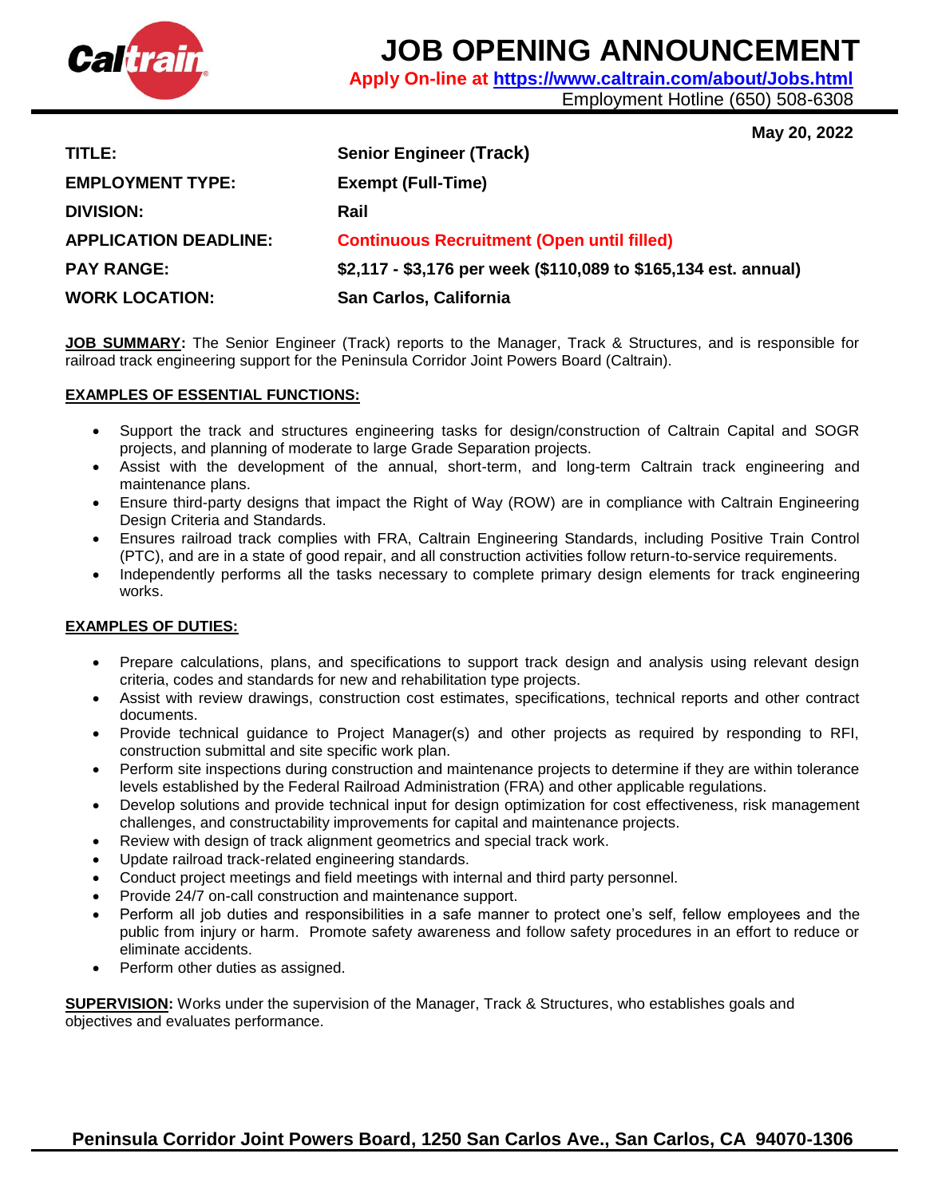# JOB OPENING ANNOUNCEMENT

**Apply On-line at https://www.caltrain.com/about/Jobs.html**

Employment Hotline (650) 508-6308

**May 20, 2022**

| | |
|---|---|
| **TITLE:** | **Senior Engineer (Track)** |
| **EMPLOYMENT TYPE:** | **Exempt (Full-Time)** |
| **DIVISION:** | **Rail** |
| **APPLICATION DEADLINE:** | **Continuous Recruitment (Open until filled)** |
| **PAY RANGE:** | **$2,117 - $3,176 per week ($110,089 to $165,134 est. annual)** |
| **WORK LOCATION:** | **San Carlos, California** |

**JOB SUMMARY:** The Senior Engineer (Track) reports to the Manager, Track & Structures, and is responsible for railroad track engineering support for the Peninsula Corridor Joint Powers Board (Caltrain).

**EXAMPLES OF ESSENTIAL FUNCTIONS:**

- Support the track and structures engineering tasks for design/construction of Caltrain Capital and SOGR projects, and planning of moderate to large Grade Separation projects.
- Assist with the development of the annual, short-term, and long-term Caltrain track engineering and maintenance plans.
- Ensure third-party designs that impact the Right of Way (ROW) are in compliance with Caltrain Engineering Design Criteria and Standards.
- Ensures railroad track complies with FRA, Caltrain Engineering Standards, including Positive Train Control (PTC), and are in a state of good repair, and all construction activities follow return-to-service requirements.
- Independently performs all the tasks necessary to complete primary design elements for track engineering works.

**EXAMPLES OF DUTIES:**

- Prepare calculations, plans, and specifications to support track design and analysis using relevant design criteria, codes and standards for new and rehabilitation type projects.
- Assist with review drawings, construction cost estimates, specifications, technical reports and other contract documents.
- Provide technical guidance to Project Manager(s) and other projects as required by responding to RFI, construction submittal and site specific work plan.
- Perform site inspections during construction and maintenance projects to determine if they are within tolerance levels established by the Federal Railroad Administration (FRA) and other applicable regulations.
- Develop solutions and provide technical input for design optimization for cost effectiveness, risk management challenges, and constructability improvements for capital and maintenance projects.
- Review with design of track alignment geometrics and special track work.
- Update railroad track-related engineering standards.
- Conduct project meetings and field meetings with internal and third party personnel.
- Provide 24/7 on-call construction and maintenance support.
- Perform all job duties and responsibilities in a safe manner to protect one's self, fellow employees and the public from injury or harm. Promote safety awareness and follow safety procedures in an effort to reduce or eliminate accidents.
- Perform other duties as assigned.

**SUPERVISION:** Works under the supervision of the Manager, Track & Structures, who establishes goals and objectives and evaluates performance.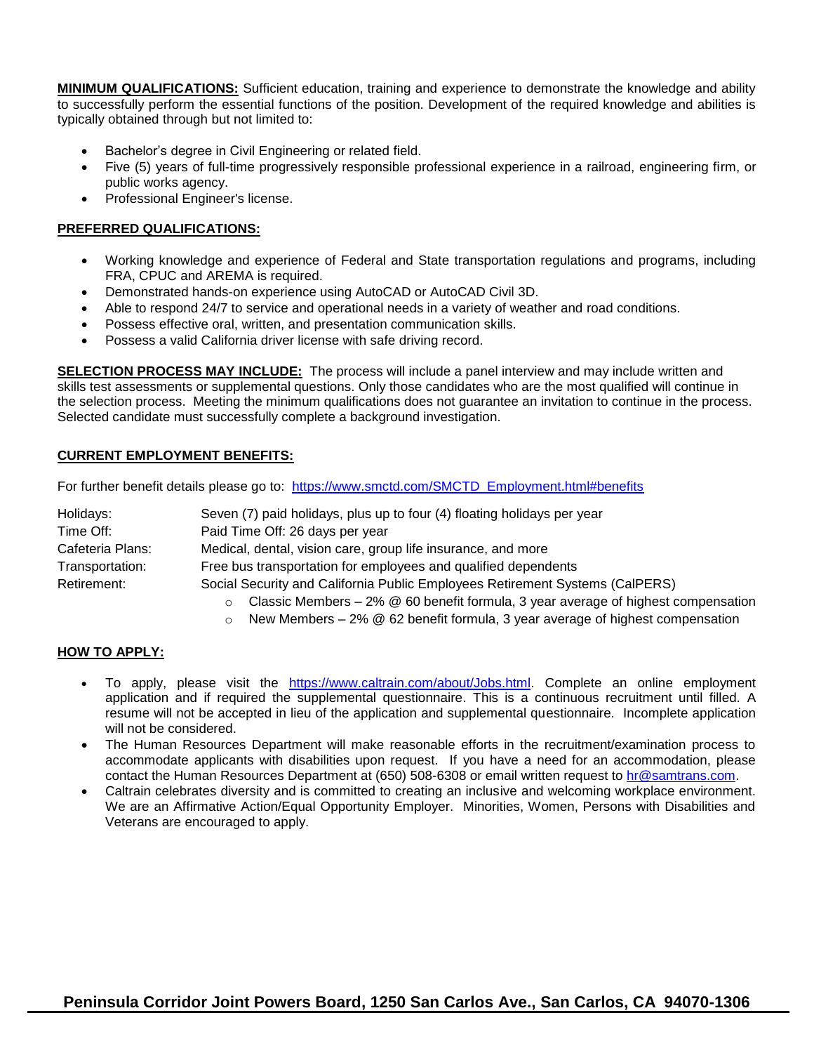**MINIMUM QUALIFICATIONS:** Sufficient education, training and experience to demonstrate the knowledge and ability to successfully perform the essential functions of the position. Development of the required knowledge and abilities is typically obtained through but not limited to:

- Bachelor's degree in Civil Engineering or related field.
- Five (5) years of full-time progressively responsible professional experience in a railroad, engineering firm, or public works agency.
- Professional Engineer's license.

**PREFERRED QUALIFICATIONS:**

- Working knowledge and experience of Federal and State transportation regulations and programs, including FRA, CPUC and AREMA is required.
- Demonstrated hands-on experience using AutoCAD or AutoCAD Civil 3D.
- Able to respond 24/7 to service and operational needs in a variety of weather and road conditions.
- Possess effective oral, written, and presentation communication skills.
- Possess a valid California driver license with safe driving record.

**SELECTION PROCESS MAY INCLUDE:** The process will include a panel interview and may include written and skills test assessments or supplemental questions. Only those candidates who are the most qualified will continue in the selection process. Meeting the minimum qualifications does not guarantee an invitation to continue in the process. Selected candidate must successfully complete a background investigation.

**CURRENT EMPLOYMENT BENEFITS:**

For further benefit details please go to: https://www.smctd.com/SMCTD_Employment.html#benefits

| | |
|---|---|
| Holidays: | Seven (7) paid holidays, plus up to four (4) floating holidays per year |
| Time Off: | Paid Time Off: 26 days per year |
| Cafeteria Plans: | Medical, dental, vision care, group life insurance, and more |
| Transportation: | Free bus transportation for employees and qualified dependents |
| Retirement: | Social Security and California Public Employees Retirement Systems (CalPERS) |

- Classic Members – 2% @ 60 benefit formula, 3 year average of highest compensation
- New Members – 2% @ 62 benefit formula, 3 year average of highest compensation

**HOW TO APPLY:**

- To apply, please visit the https://www.caltrain.com/about/Jobs.html. Complete an online employment application and if required the supplemental questionnaire. This is a continuous recruitment until filled. A resume will not be accepted in lieu of the application and supplemental questionnaire. Incomplete application will not be considered.
- The Human Resources Department will make reasonable efforts in the recruitment/examination process to accommodate applicants with disabilities upon request. If you have a need for an accommodation, please contact the Human Resources Department at (650) 508-6308 or email written request to hr@samtrans.com.
- Caltrain celebrates diversity and is committed to creating an inclusive and welcoming workplace environment. We are an Affirmative Action/Equal Opportunity Employer. Minorities, Women, Persons with Disabilities and Veterans are encouraged to apply.

**Peninsula Corridor Joint Powers Board, 1250 San Carlos Ave., San Carlos, CA 94070-1306**